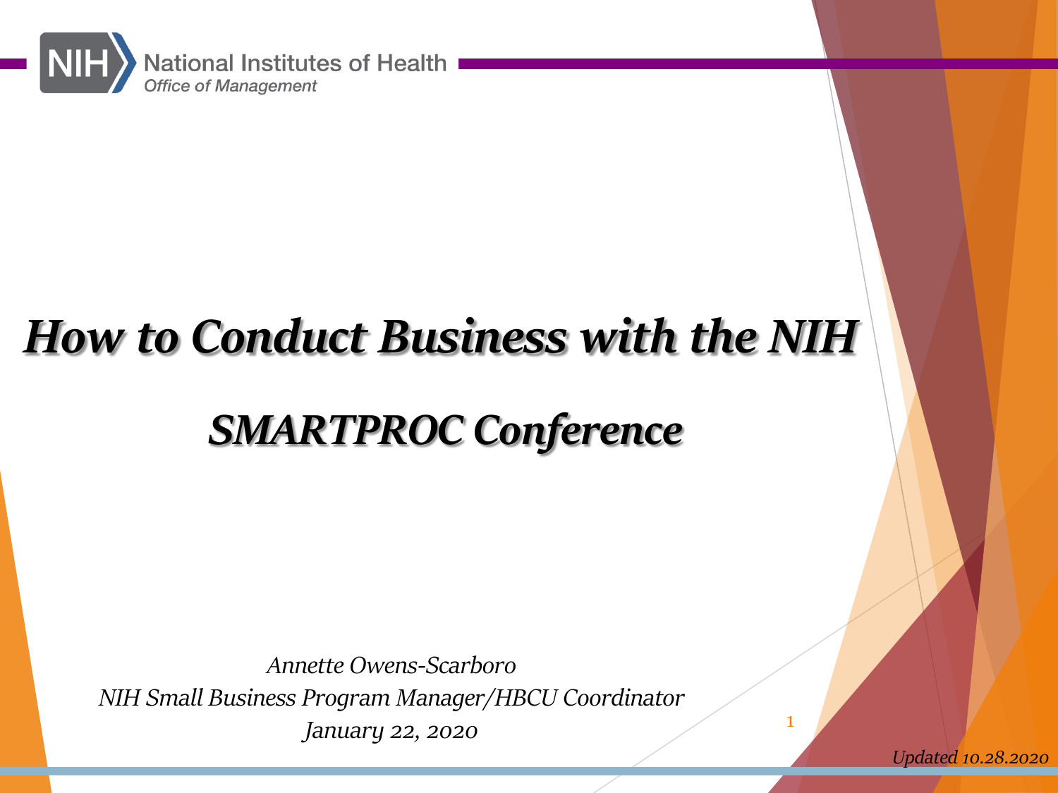National Institutes of Health
*Office of Management*

# *How to Conduct Business with the NIH*

## *SMARTPROC Conference*

*Annette Owens-Scarboro*
*NIH Small Business Program Manager/HBCU Coordinator*
*January 22, 2020*

*Updated 10.28.2020*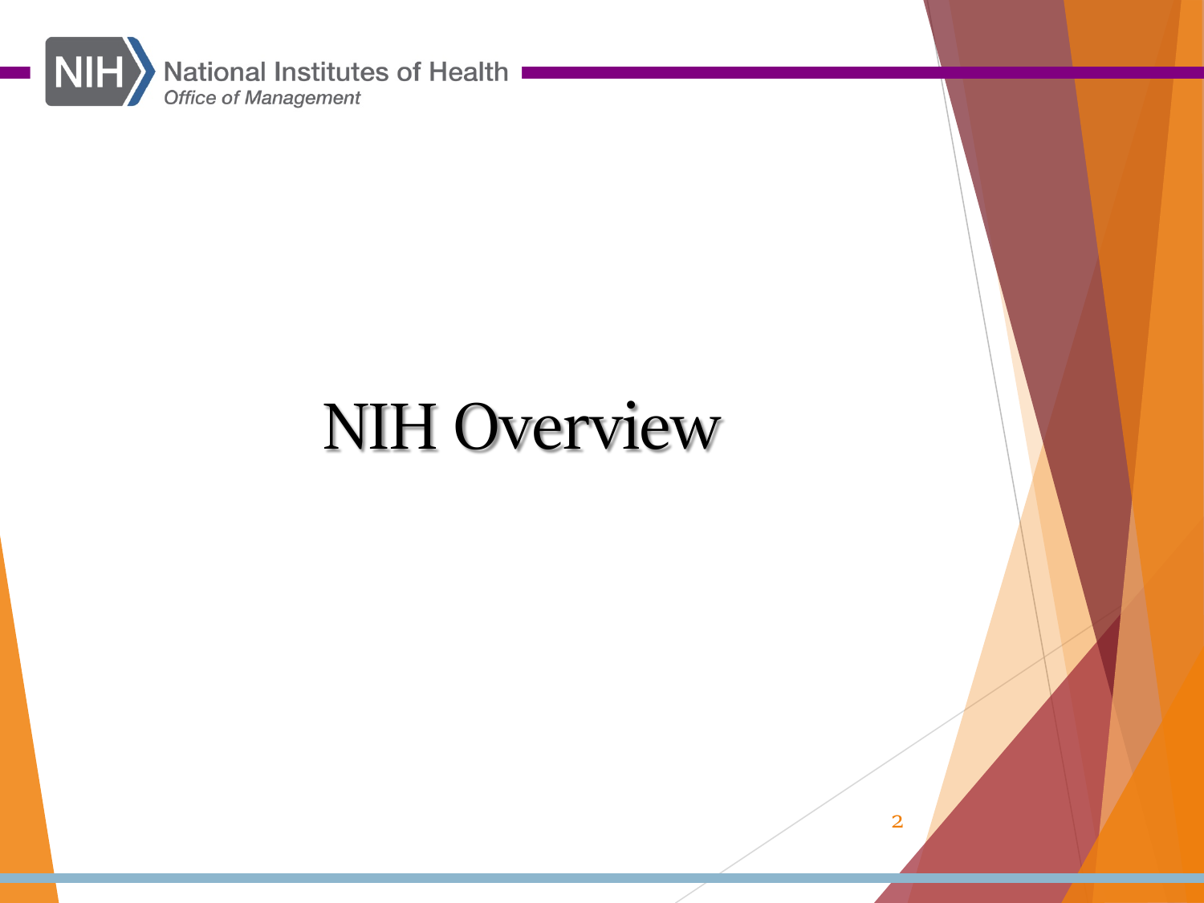# NIH Overview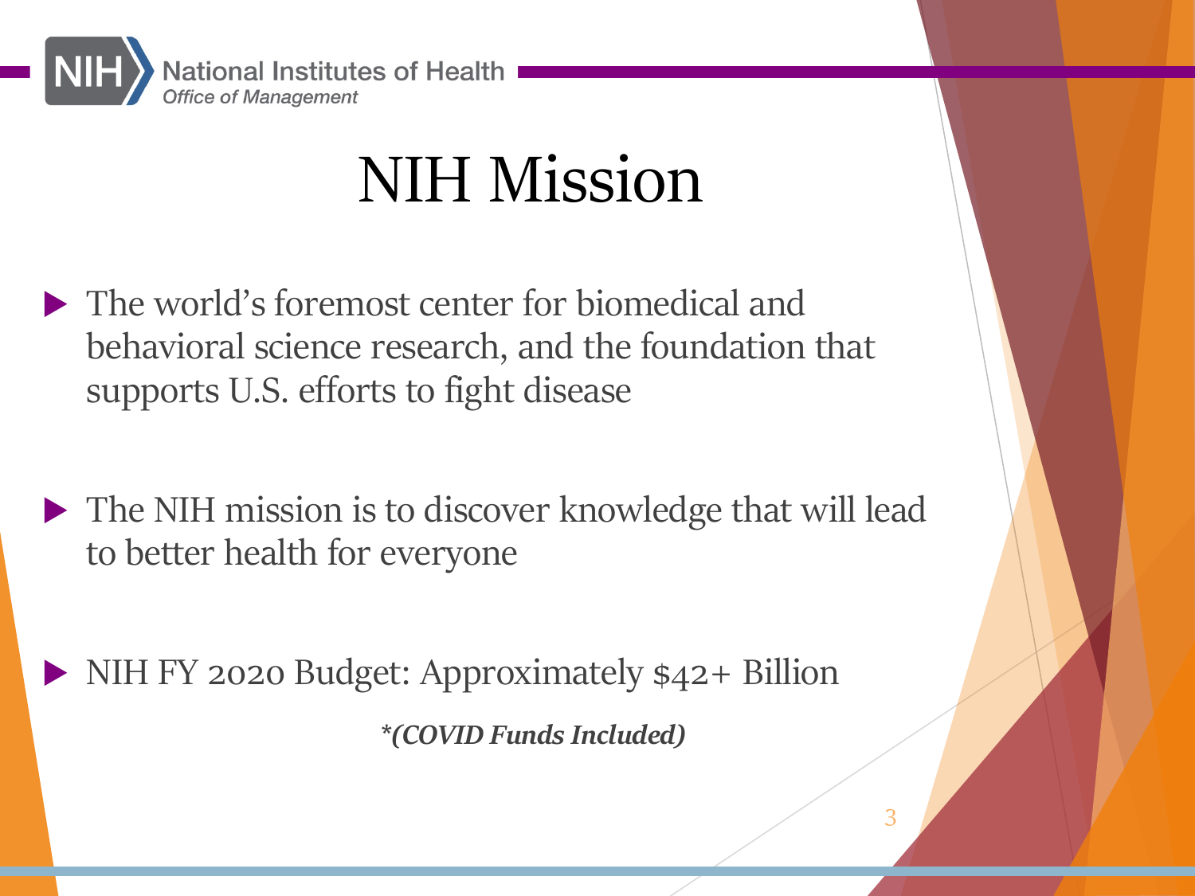# NIH Mission

- The world's foremost center for biomedical and behavioral science research, and the foundation that supports U.S. efforts to fight disease

- The NIH mission is to discover knowledge that will lead to better health for everyone

- NIH FY 2020 Budget: Approximately $42+ Billion

***(COVID Funds Included)***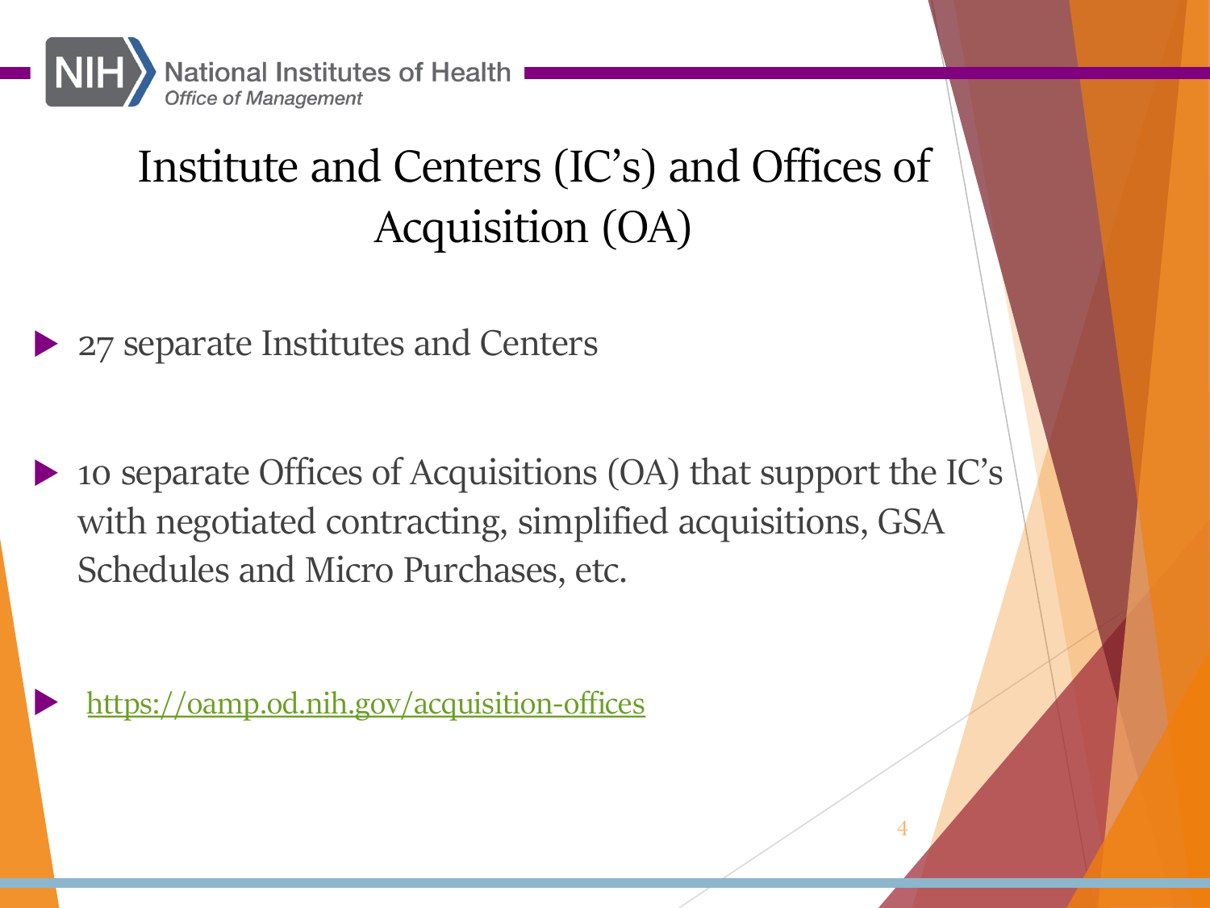# Institute and Centers (IC's) and Offices of Acquisition (OA)

- 27 separate Institutes and Centers

- 10 separate Offices of Acquisitions (OA) that support the IC's with negotiated contracting, simplified acquisitions, GSA Schedules and Micro Purchases, etc.

- https://oamp.od.nih.gov/acquisition-offices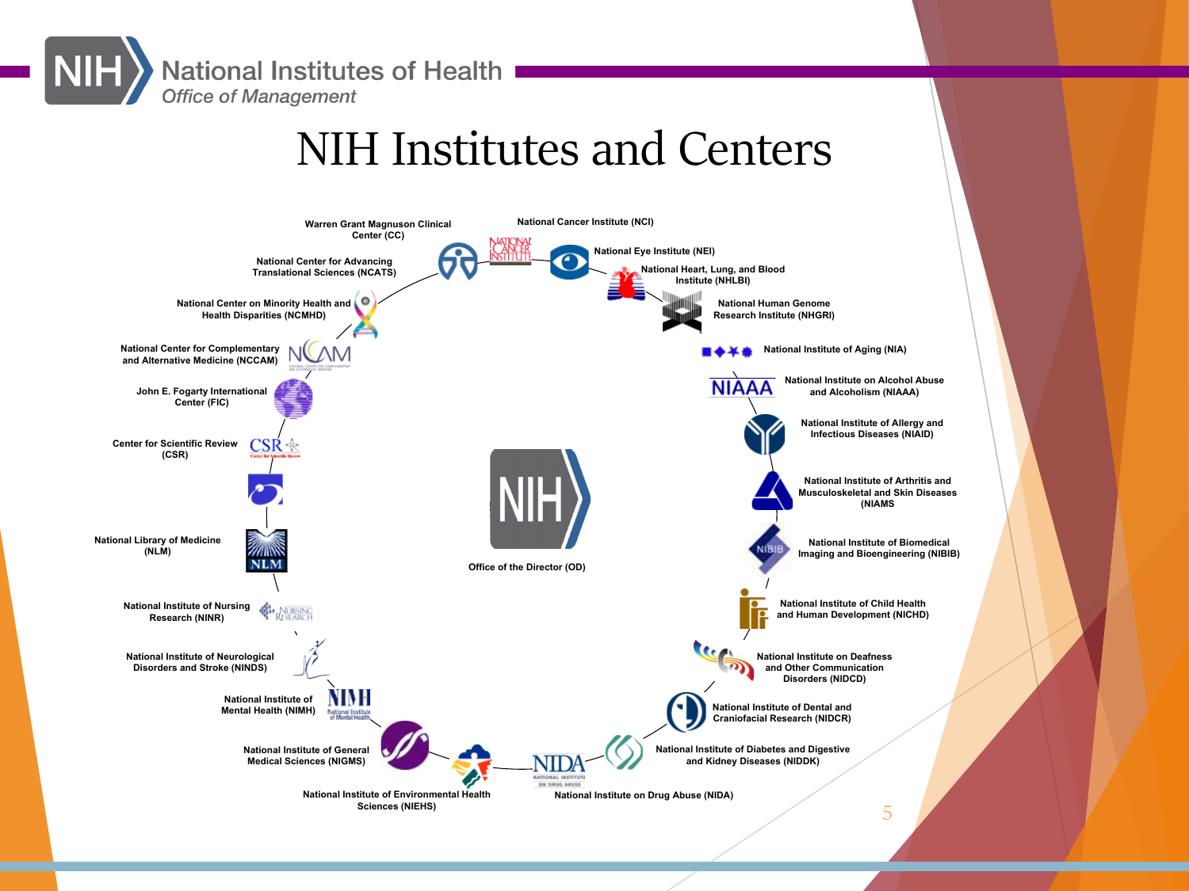# NIH Institutes and Centers

- Warren Grant Magnuson Clinical Center (CC)
- National Cancer Institute (NCI)
- National Eye Institute (NEI)
- National Heart, Lung, and Blood Institute (NHLBI)
- National Human Genome Research Institute (NHGRI)
- National Institute of Aging (NIA)
- National Institute on Alcohol Abuse and Alcoholism (NIAAA)
- National Institute of Allergy and Infectious Diseases (NIAID)
- National Institute of Arthritis and Musculoskeletal and Skin Diseases (NIAMS
- National Institute of Biomedical Imaging and Bioengineering (NIBIB)
- National Institute of Child Health and Human Development (NICHD)
- National Institute on Deafness and Other Communication Disorders (NIDCD)
- National Institute of Dental and Craniofacial Research (NIDCR)
- National Institute of Diabetes and Digestive and Kidney Diseases (NIDDK)
- National Institute on Drug Abuse (NIDA)
- National Institute of Environmental Health Sciences (NIEHS)
- National Institute of General Medical Sciences (NIGMS)
- National Institute of Mental Health (NIMH)
- National Institute of Neurological Disorders and Stroke (NINDS)
- National Institute of Nursing Research (NINR)
- National Library of Medicine (NLM)
- Center for Scientific Review (CSR)
- John E. Fogarty International Center (FIC)
- National Center for Complementary and Alternative Medicine (NCCAM)
- National Center on Minority Health and Health Disparities (NCMHD)
- National Center for Advancing Translational Sciences (NCATS)

Office of the Director (OD)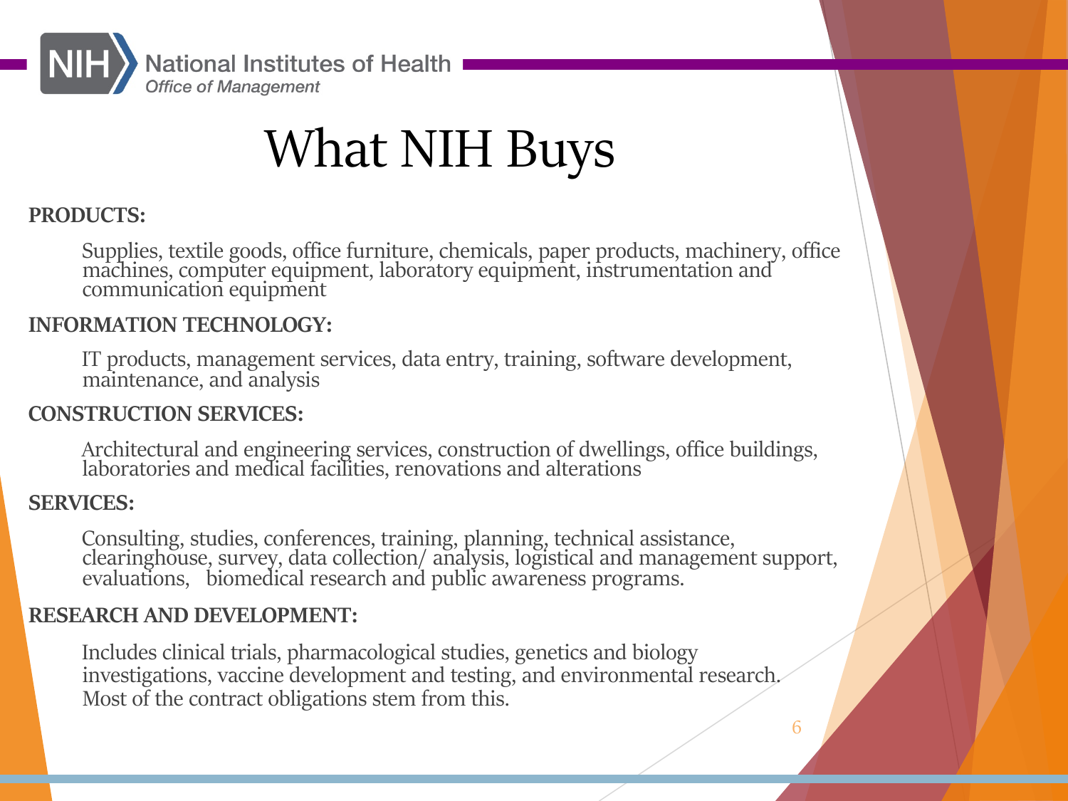# What NIH Buys

**PRODUCTS:**

Supplies, textile goods, office furniture, chemicals, paper products, machinery, office machines, computer equipment, laboratory equipment, instrumentation and communication equipment

**INFORMATION TECHNOLOGY:**

IT products, management services, data entry, training, software development, maintenance, and analysis

**CONSTRUCTION SERVICES:**

Architectural and engineering services, construction of dwellings, office buildings, laboratories and medical facilities, renovations and alterations

**SERVICES:**

Consulting, studies, conferences, training, planning, technical assistance, clearinghouse, survey, data collection/ analysis, logistical and management support, evaluations, biomedical research and public awareness programs.

**RESEARCH AND DEVELOPMENT:**

Includes clinical trials, pharmacological studies, genetics and biology investigations, vaccine development and testing, and environmental research. Most of the contract obligations stem from this.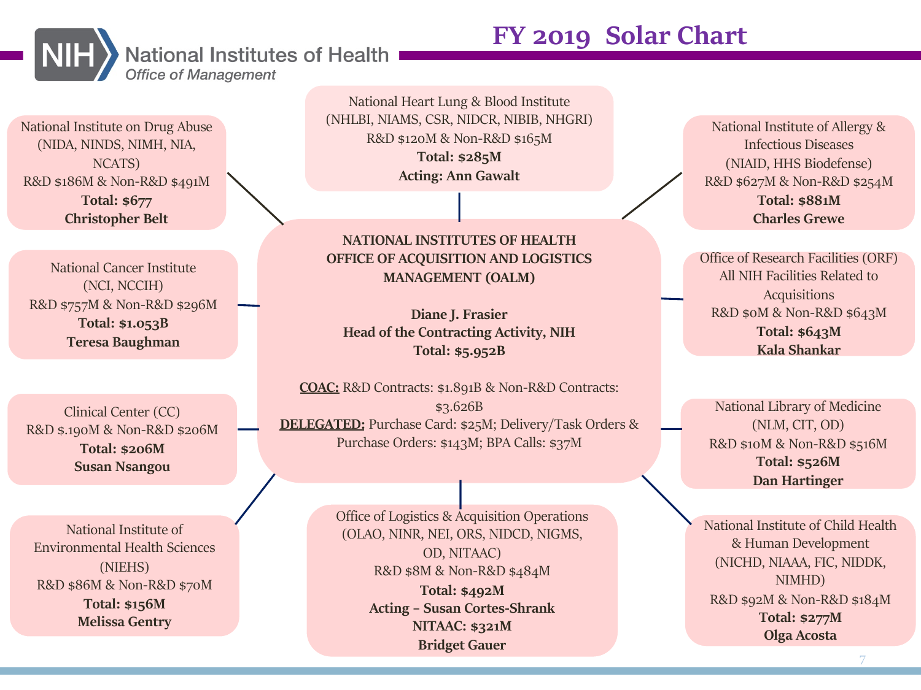# FY 2019 Solar Chart

National Institutes of Health
*Office of Management*

**NATIONAL INSTITUTES OF HEALTH OFFICE OF ACQUISITION AND LOGISTICS MANAGEMENT (OALM)**

**Diane J. Frasier**
**Head of the Contracting Activity, NIH**
**Total: $5.952B**

**COAC:** R&D Contracts: $1.891B & Non-R&D Contracts: $3.626B
**DELEGATED:** Purchase Card: $25M; Delivery/Task Orders & Purchase Orders: $143M; BPA Calls: $37M

---

National Heart Lung & Blood Institute
(NHLBI, NIAMS, CSR, NIDCR, NIBIB, NHGRI)
R&D $120M & Non-R&D $165M
**Total: $285M**
**Acting: Ann Gawalt**

National Institute on Drug Abuse
(NIDA, NINDS, NIMH, NIA, NCATS)
R&D $186M & Non-R&D $491M
**Total: $677**
**Christopher Belt**

National Institute of Allergy & Infectious Diseases
(NIAID, HHS Biodefense)
R&D $627M & Non-R&D $254M
**Total: $881M**
**Charles Grewe**

National Cancer Institute
(NCI, NCCIH)
R&D $757M & Non-R&D $296M
**Total: $1.053B**
**Teresa Baughman**

Office of Research Facilities (ORF)
All NIH Facilities Related to Acquisitions
R&D $0M & Non-R&D $643M
**Total: $643M**
**Kala Shankar**

Clinical Center (CC)
R&D $.190M & Non-R&D $206M
**Total: $206M**
**Susan Nsangou**

National Library of Medicine
(NLM, CIT, OD)
R&D $10M & Non-R&D $516M
**Total: $526M**
**Dan Hartinger**

National Institute of Environmental Health Sciences
(NIEHS)
R&D $86M & Non-R&D $70M
**Total: $156M**
**Melissa Gentry**

Office of Logistics & Acquisition Operations
(OLAO, NINR, NEI, ORS, NIDCD, NIGMS, OD, NITAAC)
R&D $8M & Non-R&D $484M
**Total: $492M**
**Acting – Susan Cortes-Shrank**
**NITAAC: $321M**
**Bridget Gauer**

National Institute of Child Health & Human Development
(NICHD, NIAAA, FIC, NIDDK, NIMHD)
R&D $92M & Non-R&D $184M
**Total: $277M**
**Olga Acosta**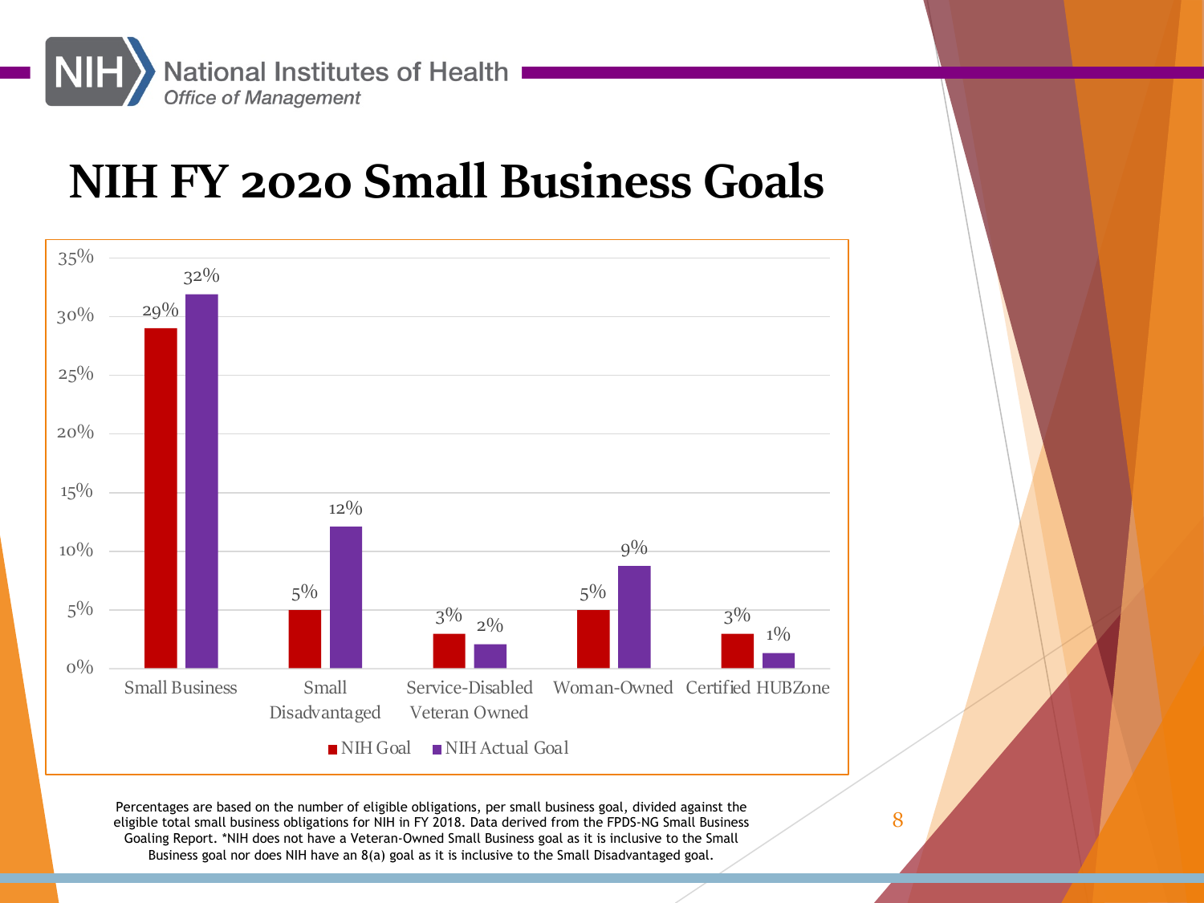# NIH FY 2020 Small Business Goals

| Category | NIH Goal | NIH Actual Goal |
|---|---|---|
| Small Business | 29% | 32% |
| Small Disadvantaged | 5% | 12% |
| Service-Disabled Veteran Owned | 3% | 2% |
| Woman-Owned | 5% | 9% |
| Certified HUBZone | 3% | 1% |

Percentages are based on the number of eligible obligations, per small business goal, divided against the eligible total small business obligations for NIH in FY 2018. Data derived from the FPDS-NG Small Business Goaling Report. *NIH does not have a Veteran-Owned Small Business goal as it is inclusive to the Small Business goal nor does NIH have an 8(a) goal as it is inclusive to the Small Disadvantaged goal.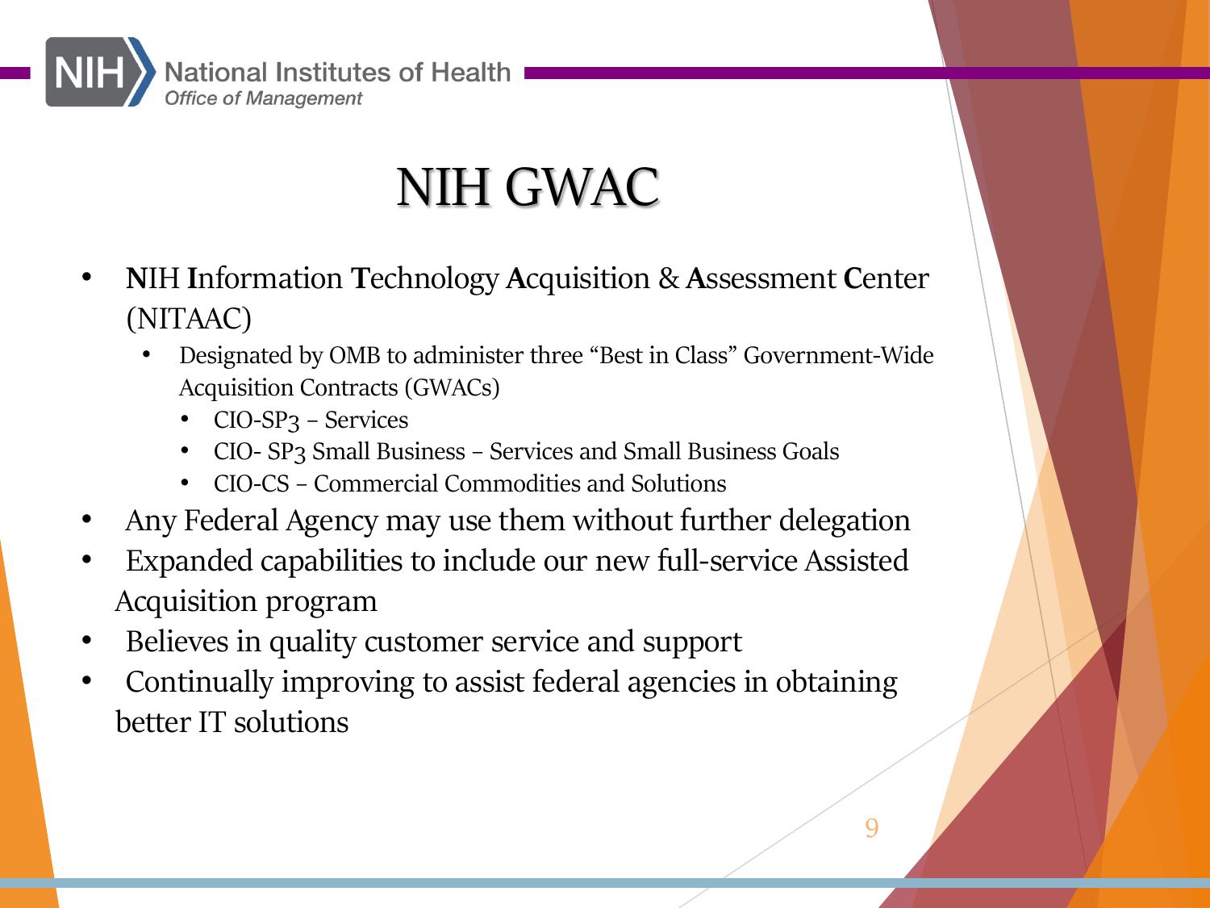# NIH GWAC

- **N**IH **I**nformation **T**echnology **A**cquisition & **A**ssessment **C**enter (NITAAC)
  - Designated by OMB to administer three “Best in Class” Government-Wide Acquisition Contracts (GWACs)
    - CIO-SP3 – Services
    - CIO- SP3 Small Business – Services and Small Business Goals
    - CIO-CS – Commercial Commodities and Solutions
- Any Federal Agency may use them without further delegation
- Expanded capabilities to include our new full-service Assisted Acquisition program
- Believes in quality customer service and support
- Continually improving to assist federal agencies in obtaining better IT solutions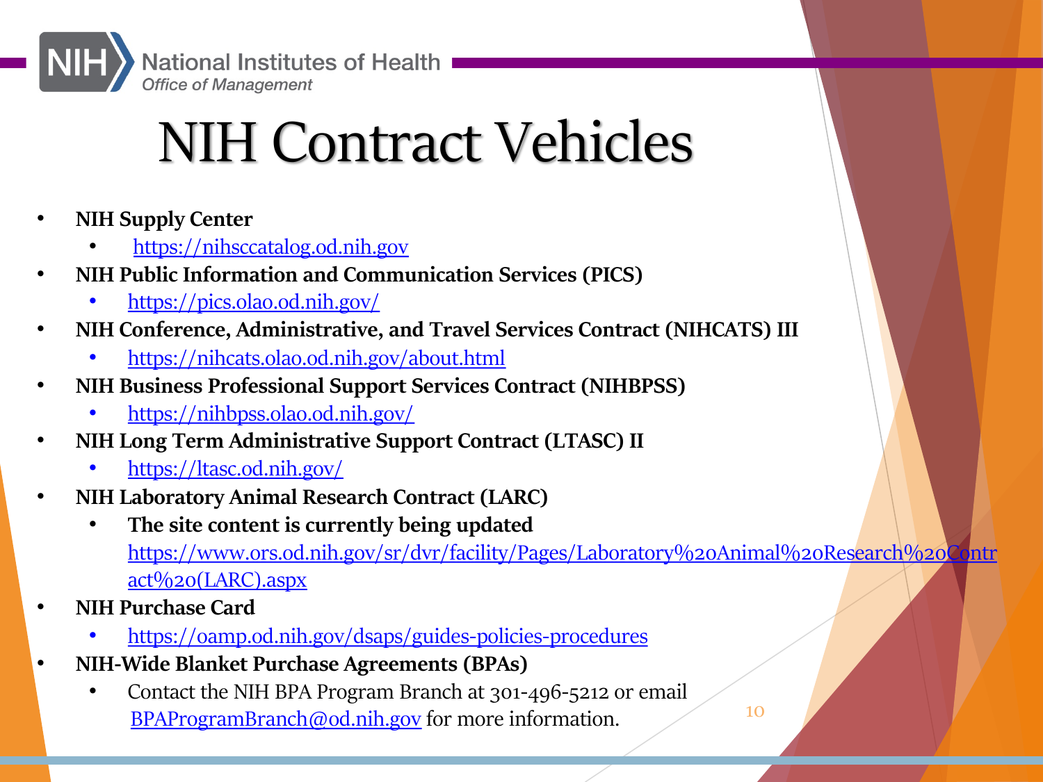# NIH Contract Vehicles

- **NIH Supply Center**
  - https://nihsccatalog.od.nih.gov
- **NIH Public Information and Communication Services (PICS)**
  - https://pics.olao.od.nih.gov/
- **NIH Conference, Administrative, and Travel Services Contract (NIHCATS) III**
  - https://nihcats.olao.od.nih.gov/about.html
- **NIH Business Professional Support Services Contract (NIHBPSS)**
  - https://nihbpss.olao.od.nih.gov/
- **NIH Long Term Administrative Support Contract (LTASC) II**
  - https://ltasc.od.nih.gov/
- **NIH Laboratory Animal Research Contract (LARC)**
  - **The site content is currently being updated** https://www.ors.od.nih.gov/sr/dvr/facility/Pages/Laboratory%20Animal%20Research%20Contract%20(LARC).aspx
- **NIH Purchase Card**
  - https://oamp.od.nih.gov/dsaps/guides-policies-procedures
- **NIH-Wide Blanket Purchase Agreements (BPAs)**
  - Contact the NIH BPA Program Branch at 301-496-5212 or email BPAProgramBranch@od.nih.gov for more information.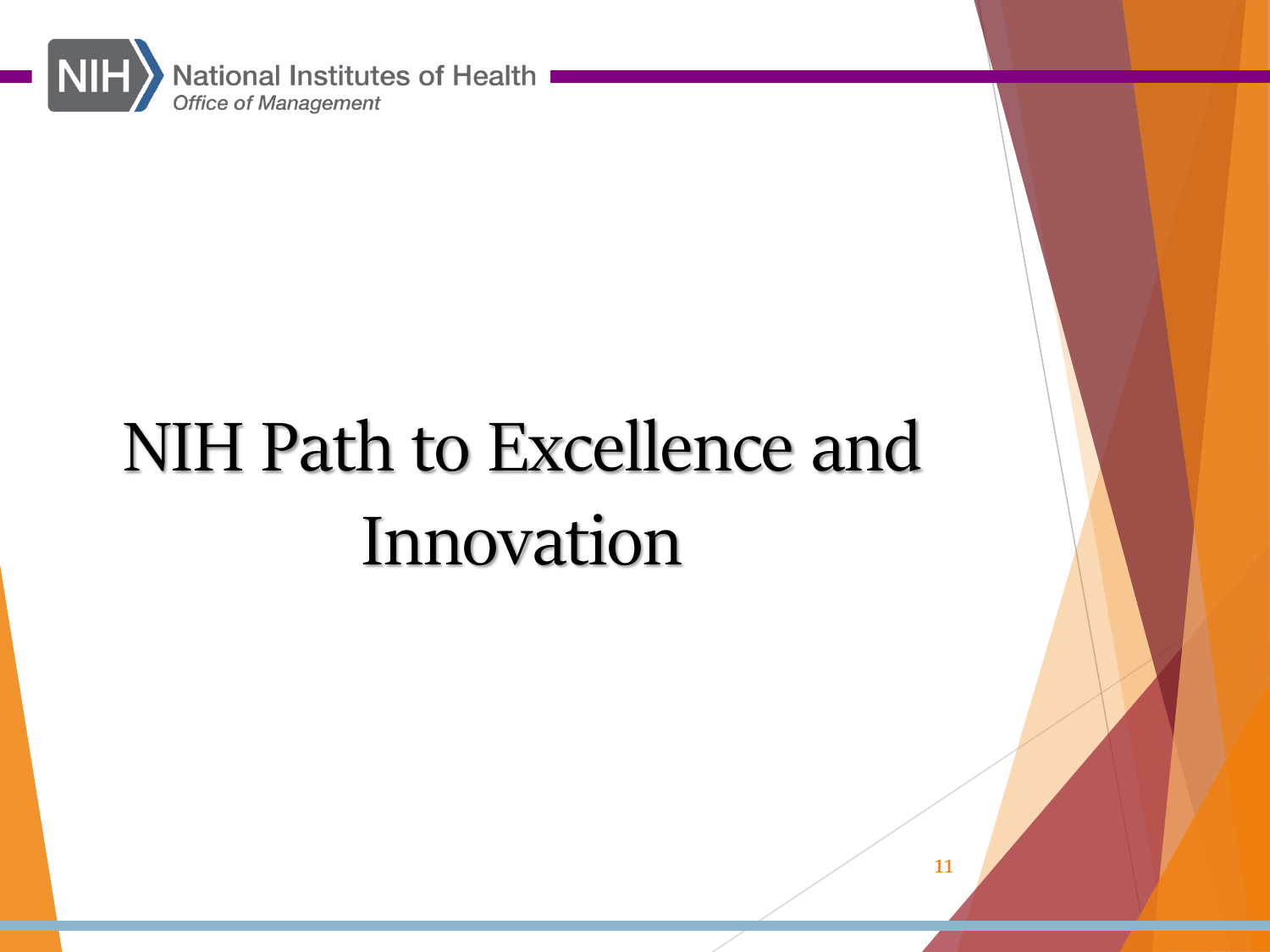# NIH Path to Excellence and Innovation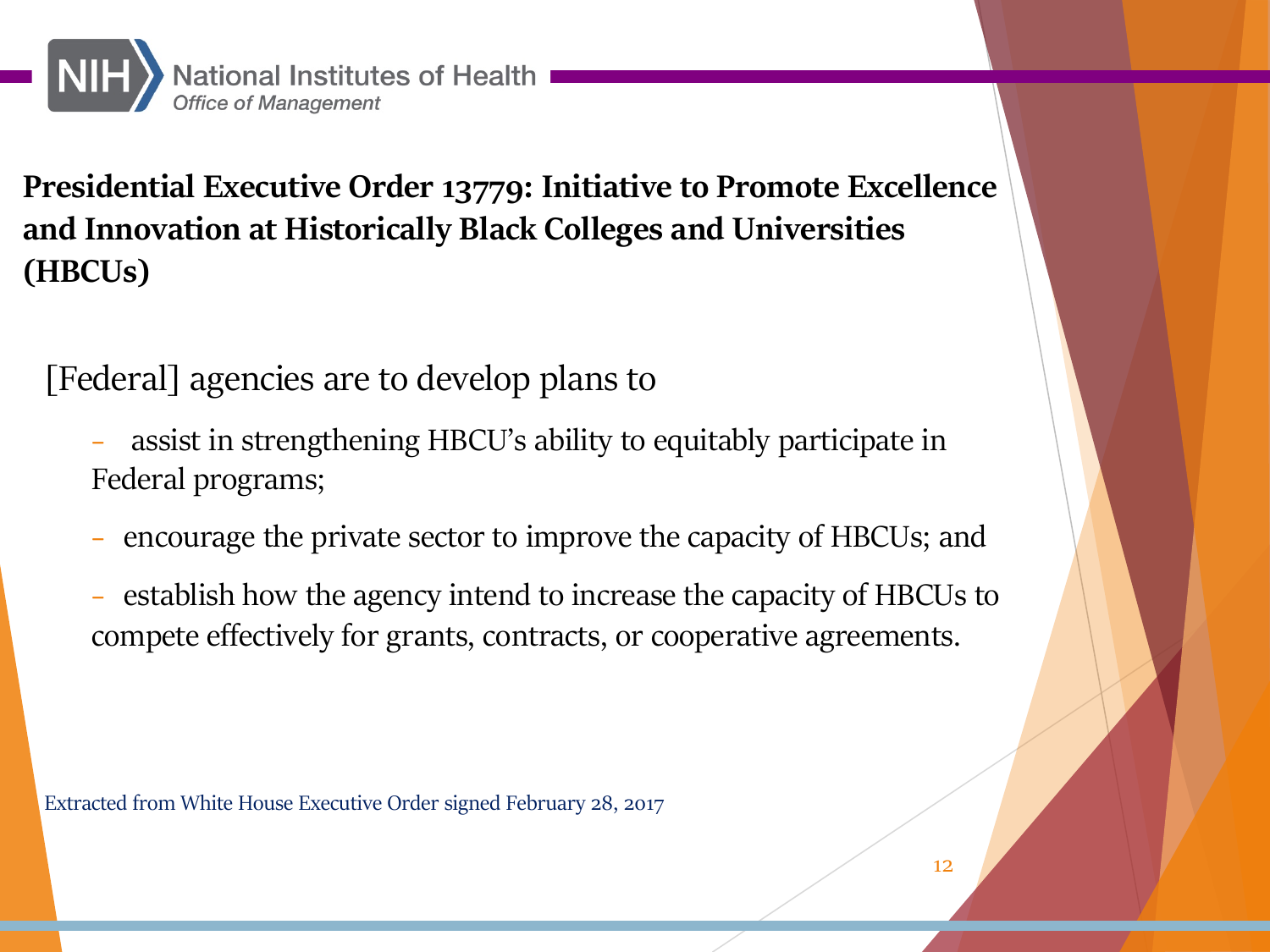**Presidential Executive Order 13779: Initiative to Promote Excellence and Innovation at Historically Black Colleges and Universities (HBCUs)**

[Federal] agencies are to develop plans to

- assist in strengthening HBCU's ability to equitably participate in Federal programs;
- encourage the private sector to improve the capacity of HBCUs; and
- establish how the agency intend to increase the capacity of HBCUs to compete effectively for grants, contracts, or cooperative agreements.

Extracted from White House Executive Order signed February 28, 2017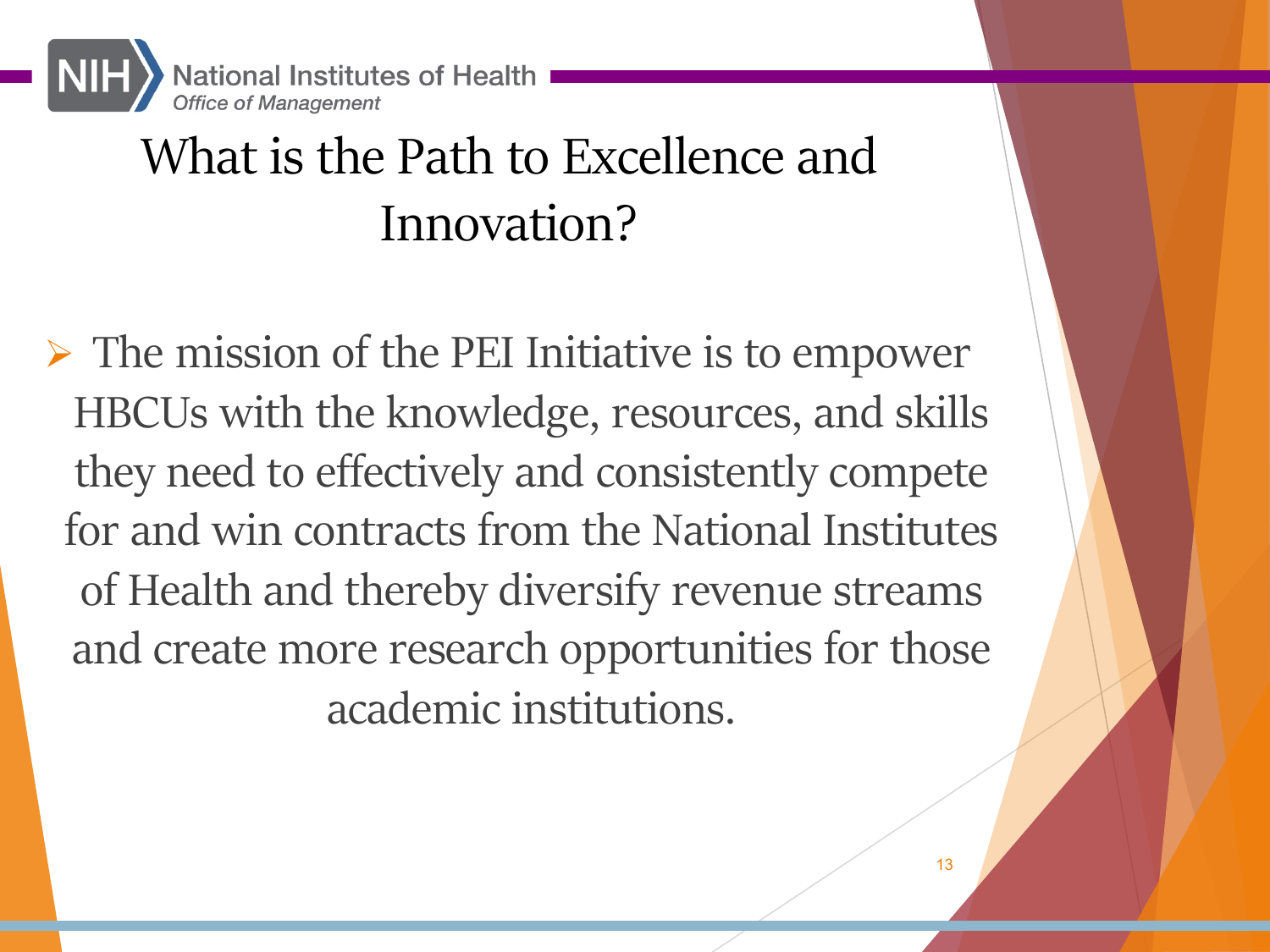# What is the Path to Excellence and Innovation?

- The mission of the PEI Initiative is to empower HBCUs with the knowledge, resources, and skills they need to effectively and consistently compete for and win contracts from the National Institutes of Health and thereby diversify revenue streams and create more research opportunities for those academic institutions.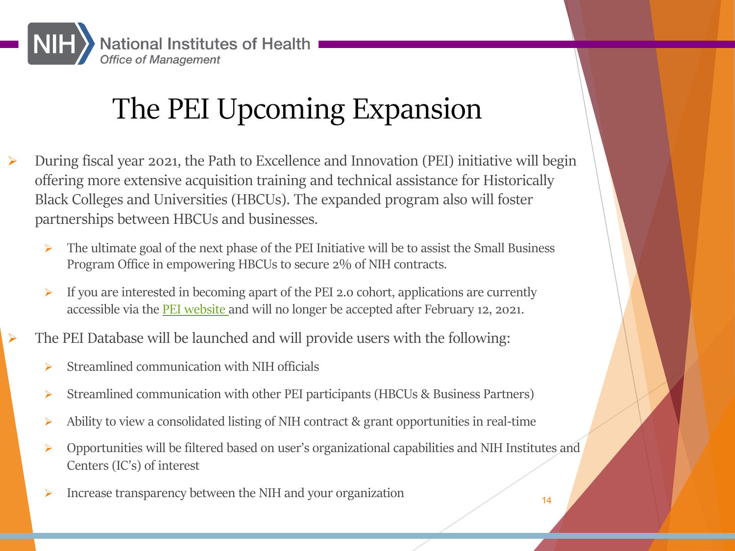# The PEI Upcoming Expansion

- During fiscal year 2021, the Path to Excellence and Innovation (PEI) initiative will begin offering more extensive acquisition training and technical assistance for Historically Black Colleges and Universities (HBCUs). The expanded program also will foster partnerships between HBCUs and businesses.
  - The ultimate goal of the next phase of the PEI Initiative will be to assist the Small Business Program Office in empowering HBCUs to secure 2% of NIH contracts.
  - If you are interested in becoming apart of the PEI 2.0 cohort, applications are currently accessible via the PEI website and will no longer be accepted after February 12, 2021.
- The PEI Database will be launched and will provide users with the following:
  - Streamlined communication with NIH officials
  - Streamlined communication with other PEI participants (HBCUs & Business Partners)
  - Ability to view a consolidated listing of NIH contract & grant opportunities in real-time
  - Opportunities will be filtered based on user's organizational capabilities and NIH Institutes and Centers (IC's) of interest
  - Increase transparency between the NIH and your organization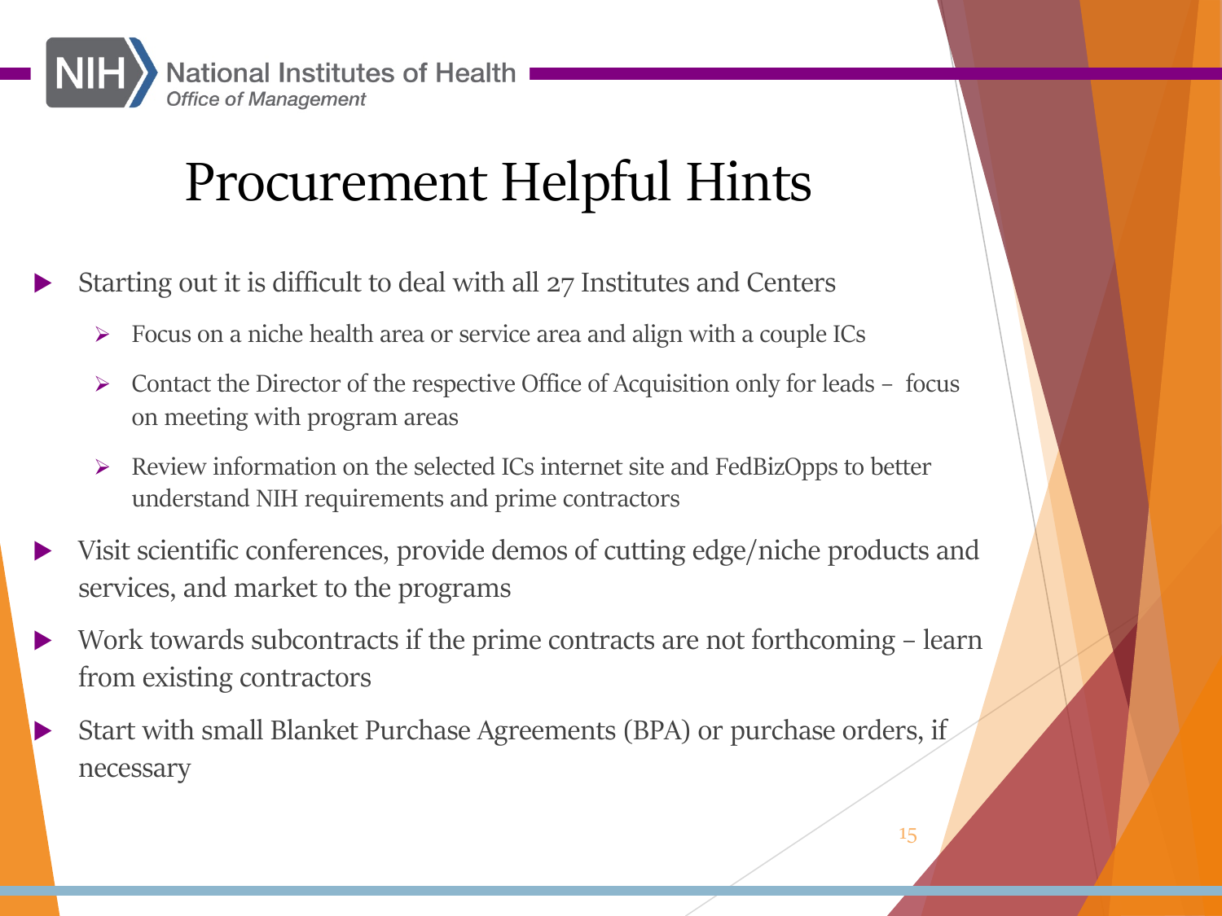# Procurement Helpful Hints

- Starting out it is difficult to deal with all 27 Institutes and Centers
  - Focus on a niche health area or service area and align with a couple ICs
  - Contact the Director of the respective Office of Acquisition only for leads – focus on meeting with program areas
  - Review information on the selected ICs internet site and FedBizOpps to better understand NIH requirements and prime contractors
- Visit scientific conferences, provide demos of cutting edge/niche products and services, and market to the programs
- Work towards subcontracts if the prime contracts are not forthcoming – learn from existing contractors
- Start with small Blanket Purchase Agreements (BPA) or purchase orders, if necessary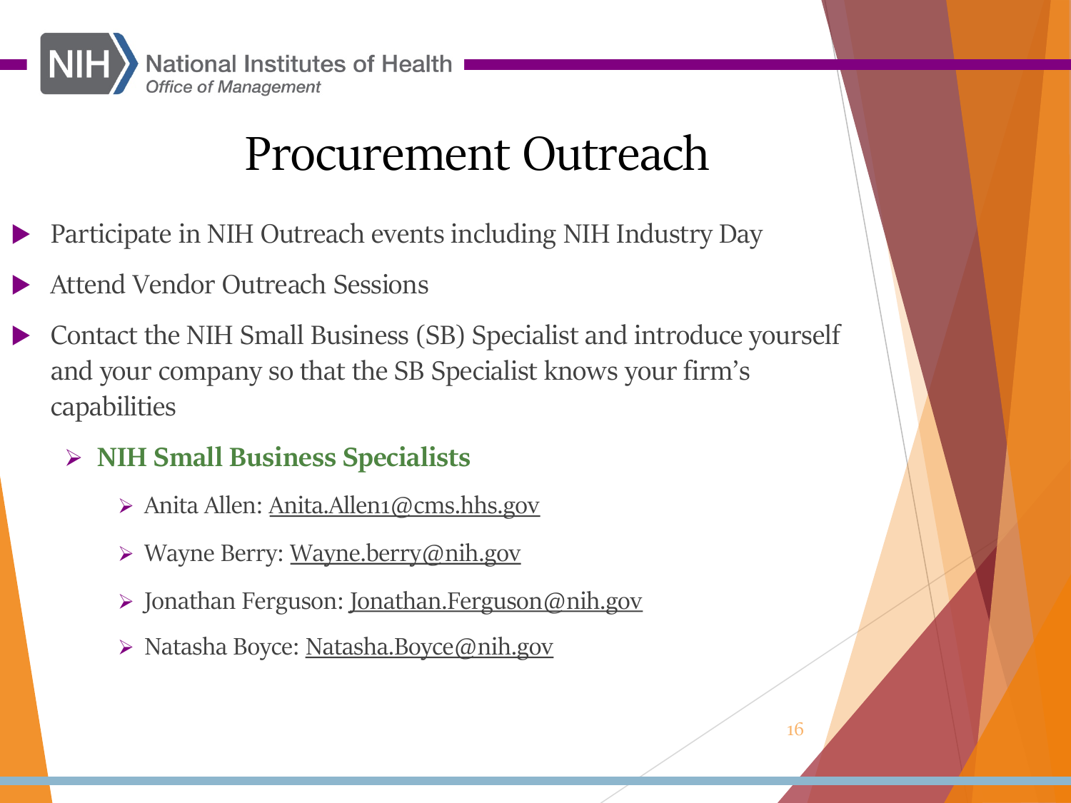# Procurement Outreach

- Participate in NIH Outreach events including NIH Industry Day
- Attend Vendor Outreach Sessions
- Contact the NIH Small Business (SB) Specialist and introduce yourself and your company so that the SB Specialist knows your firm's capabilities
  - **NIH Small Business Specialists**
    - Anita Allen: Anita.Allen1@cms.hhs.gov
    - Wayne Berry: Wayne.berry@nih.gov
    - Jonathan Ferguson: Jonathan.Ferguson@nih.gov
    - Natasha Boyce: Natasha.Boyce@nih.gov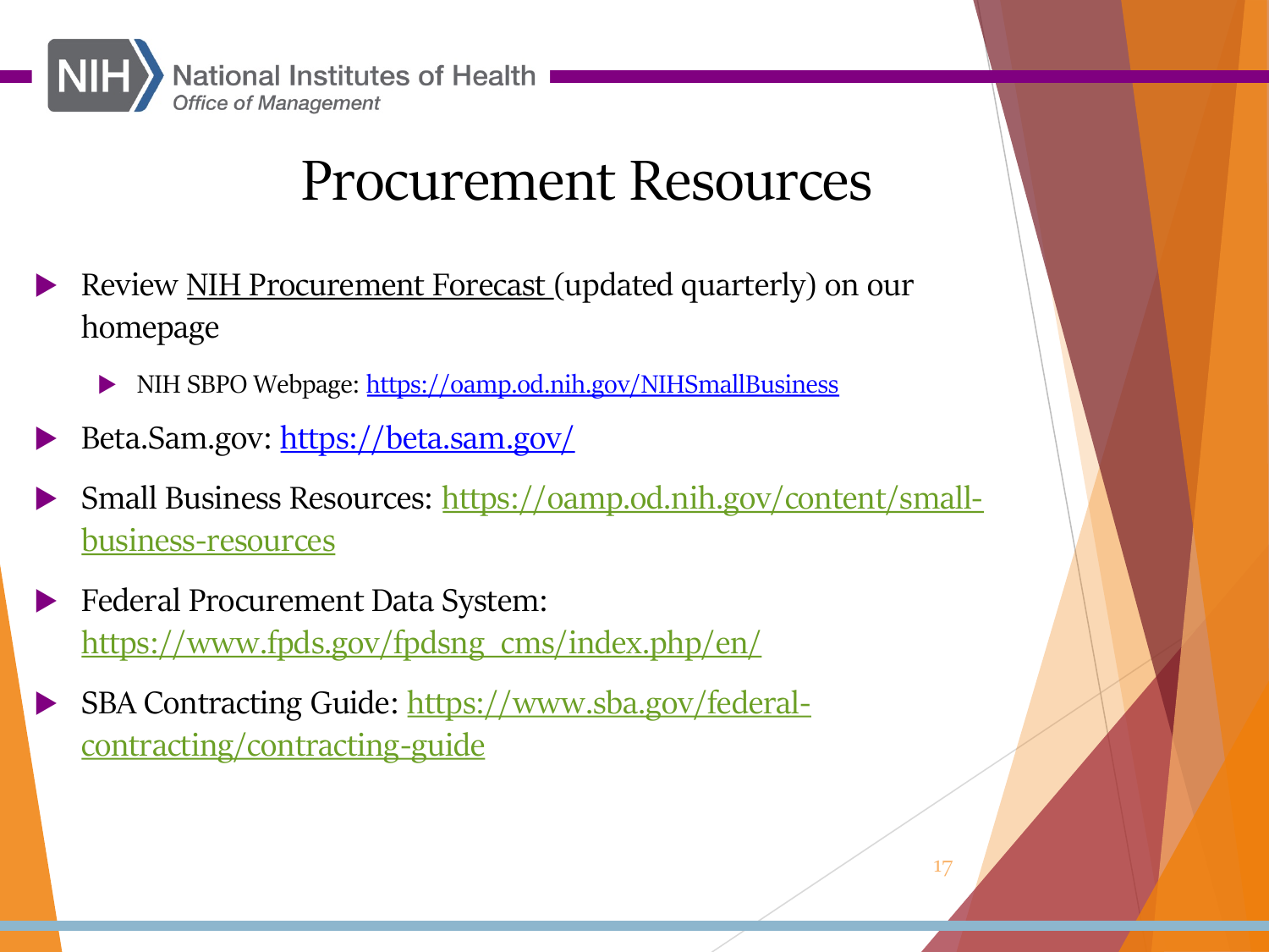# Procurement Resources

- Review NIH Procurement Forecast (updated quarterly) on our homepage
  - NIH SBPO Webpage: https://oamp.od.nih.gov/NIHSmallBusiness
- Beta.Sam.gov: https://beta.sam.gov/
- Small Business Resources: https://oamp.od.nih.gov/content/small-business-resources
- Federal Procurement Data System: https://www.fpds.gov/fpdsng_cms/index.php/en/
- SBA Contracting Guide: https://www.sba.gov/federal-contracting/contracting-guide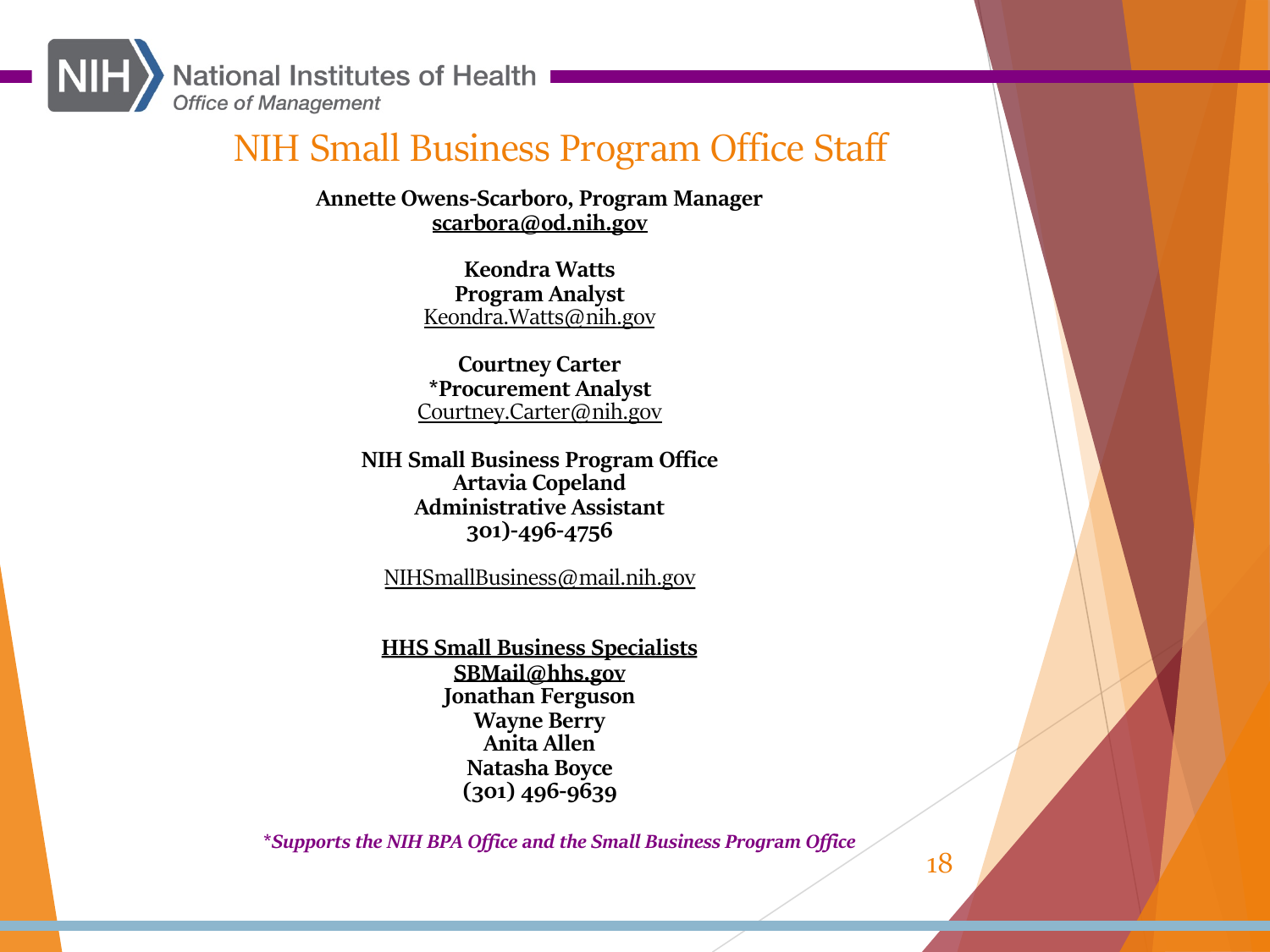# NIH Small Business Program Office Staff

**Annette Owens-Scarboro, Program Manager**
**scarbora@od.nih.gov**

**Keondra Watts**
**Program Analyst**
Keondra.Watts@nih.gov

**Courtney Carter**
***Procurement Analyst**
Courtney.Carter@nih.gov

**NIH Small Business Program Office**
**Artavia Copeland**
**Administrative Assistant**
**301)-496-4756**

NIHSmallBusiness@mail.nih.gov

**HHS Small Business Specialists**
**SBMail@hhs.gov**
**Jonathan Ferguson**
**Wayne Berry**
**Anita Allen**
**Natasha Boyce**
**(301) 496-9639**

****Supports the NIH BPA Office and the Small Business Program Office***